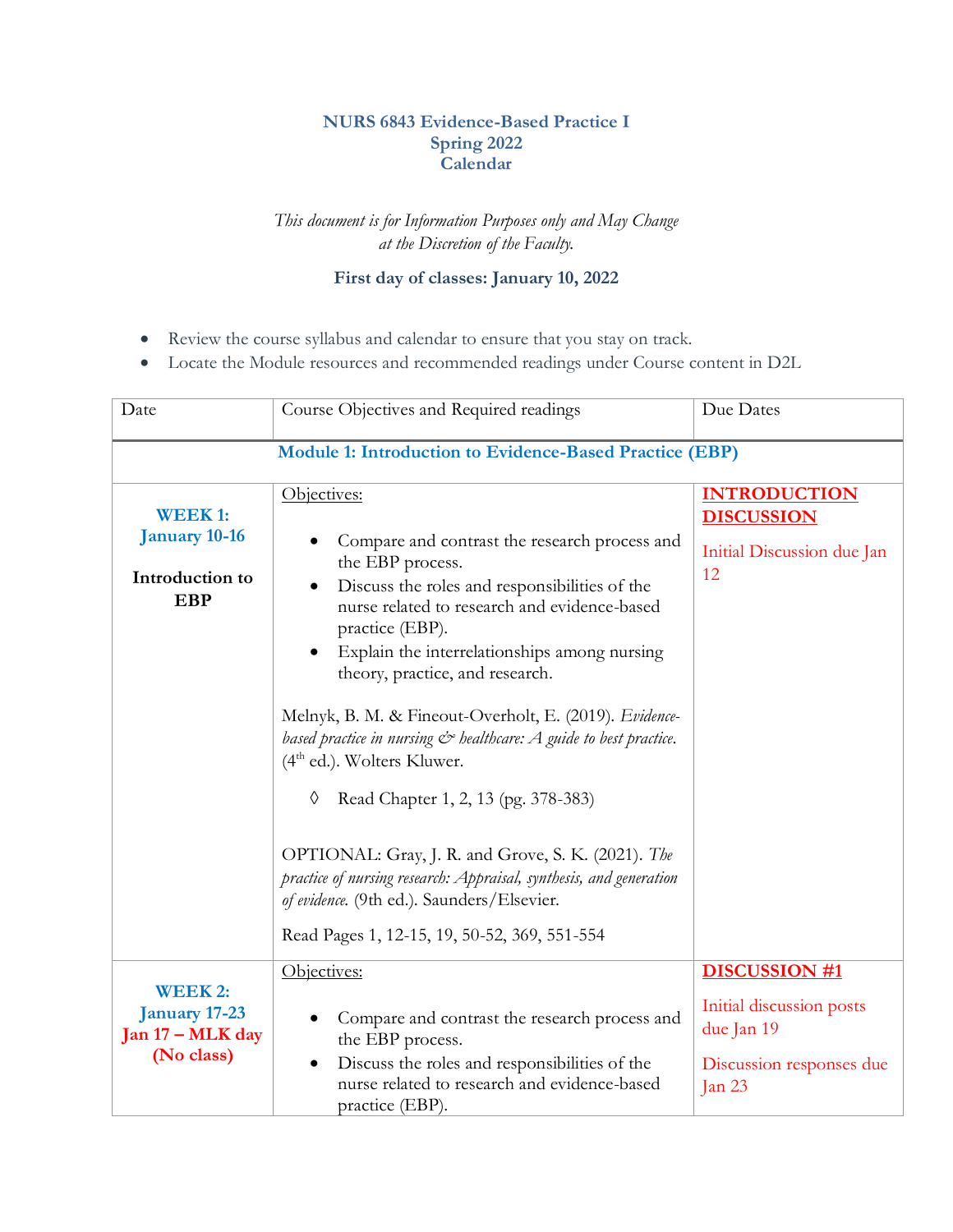# NURS 6843 Evidence-Based Practice I
## Spring 2022
## Calendar

*This document is for Information Purposes only and May Change at the Discretion of the Faculty.*

**First day of classes: January 10, 2022**

- Review the course syllabus and calendar to ensure that you stay on track.
- Locate the Module resources and recommended readings under Course content in D2L

| Date | Course Objectives and Required readings | Due Dates |
|---|---|---|
| **Module 1: Introduction to Evidence-Based Practice (EBP)** | | |
| **WEEK 1: January 10-16**<br><br>**Introduction to EBP** | Objectives:<br>• Compare and contrast the research process and the EBP process.<br>• Discuss the roles and responsibilities of the nurse related to research and evidence-based practice (EBP).<br>• Explain the interrelationships among nursing theory, practice, and research.<br><br>Melnyk, B. M. & Fineout-Overholt, E. (2019). *Evidence-based practice in nursing & healthcare: A guide to best practice.* (4th ed.). Wolters Kluwer.<br>◊ Read Chapter 1, 2, 13 (pg. 378-383)<br><br>OPTIONAL: Gray, J. R. and Grove, S. K. (2021). *The practice of nursing research: Appraisal, synthesis, and generation of evidence.* (9th ed.). Saunders/Elsevier.<br>Read Pages 1, 12-15, 19, 50-52, 369, 551-554 | **INTRODUCTION DISCUSSION**<br><br>Initial Discussion due Jan 12 |
| **WEEK 2: January 17-23**<br>**Jan 17 – MLK day (No class)** | Objectives:<br>• Compare and contrast the research process and the EBP process.<br>• Discuss the roles and responsibilities of the nurse related to research and evidence-based practice (EBP). | **DISCUSSION #1**<br><br>Initial discussion posts due Jan 19<br><br>Discussion responses due Jan 23 |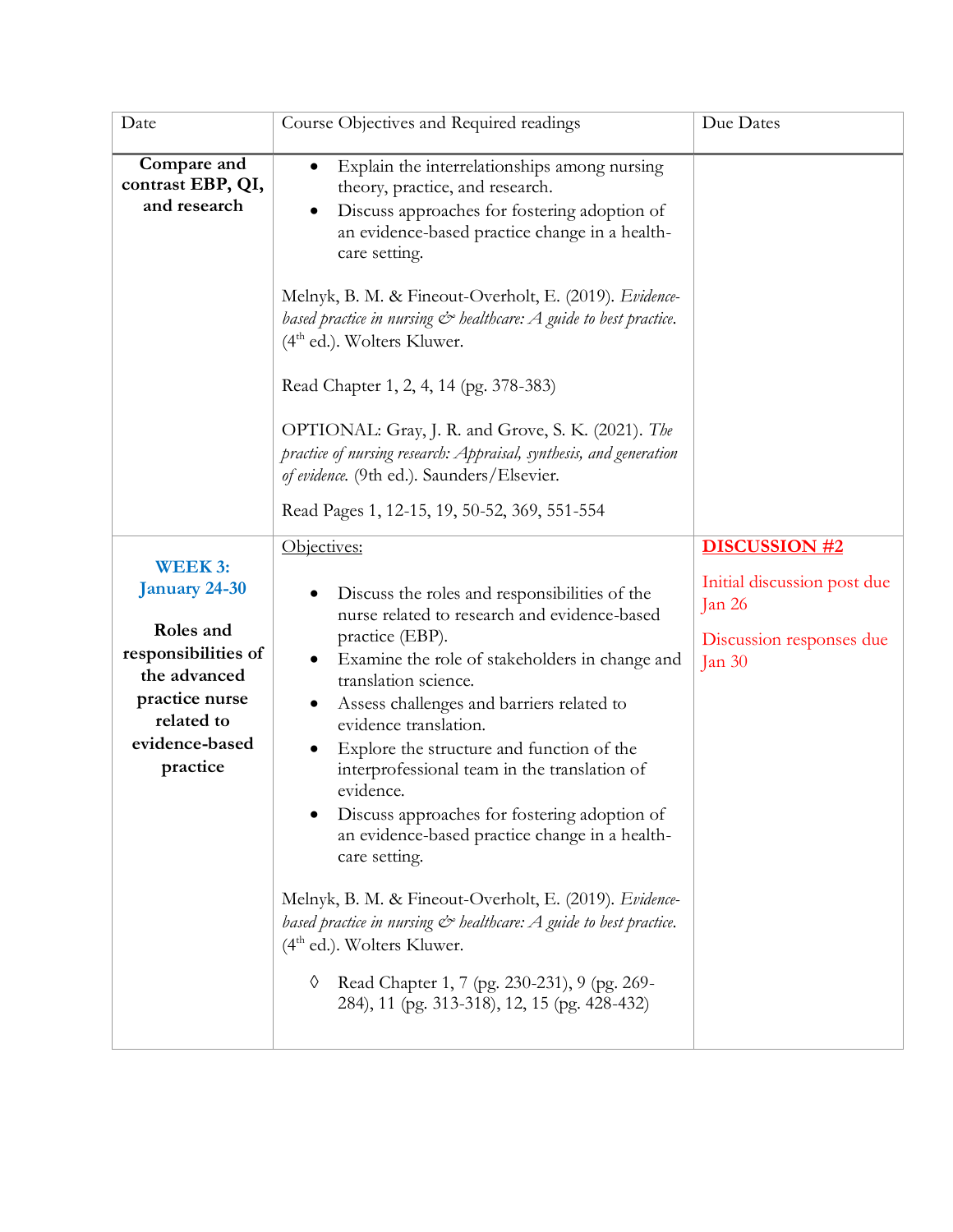| Date | Course Objectives and Required readings | Due Dates |
| --- | --- | --- |
| **Compare and contrast EBP, QI, and research** | • Explain the interrelationships among nursing theory, practice, and research.<br>• Discuss approaches for fostering adoption of an evidence-based practice change in a health-care setting.<br><br>Melnyk, B. M. & Fineout-Overholt, E. (2019). *Evidence-based practice in nursing & healthcare: A guide to best practice.* (4th ed.). Wolters Kluwer.<br><br>Read Chapter 1, 2, 4, 14 (pg. 378-383)<br><br>OPTIONAL: Gray, J. R. and Grove, S. K. (2021). *The practice of nursing research: Appraisal, synthesis, and generation of evidence.* (9th ed.). Saunders/Elsevier.<br><br>Read Pages 1, 12-15, 19, 50-52, 369, 551-554 | |
| **WEEK 3: January 24-30**<br><br>**Roles and responsibilities of the advanced practice nurse related to evidence-based practice** | Objectives:<br><br>• Discuss the roles and responsibilities of the nurse related to research and evidence-based practice (EBP).<br>• Examine the role of stakeholders in change and translation science.<br>• Assess challenges and barriers related to evidence translation.<br>• Explore the structure and function of the interprofessional team in the translation of evidence.<br>• Discuss approaches for fostering adoption of an evidence-based practice change in a health-care setting.<br><br>Melnyk, B. M. & Fineout-Overholt, E. (2019). *Evidence-based practice in nursing & healthcare: A guide to best practice.* (4th ed.). Wolters Kluwer.<br><br>◊ Read Chapter 1, 7 (pg. 230-231), 9 (pg. 269-284), 11 (pg. 313-318), 12, 15 (pg. 428-432) | **DISCUSSION #2**<br><br>Initial discussion post due Jan 26<br><br>Discussion responses due Jan 30 |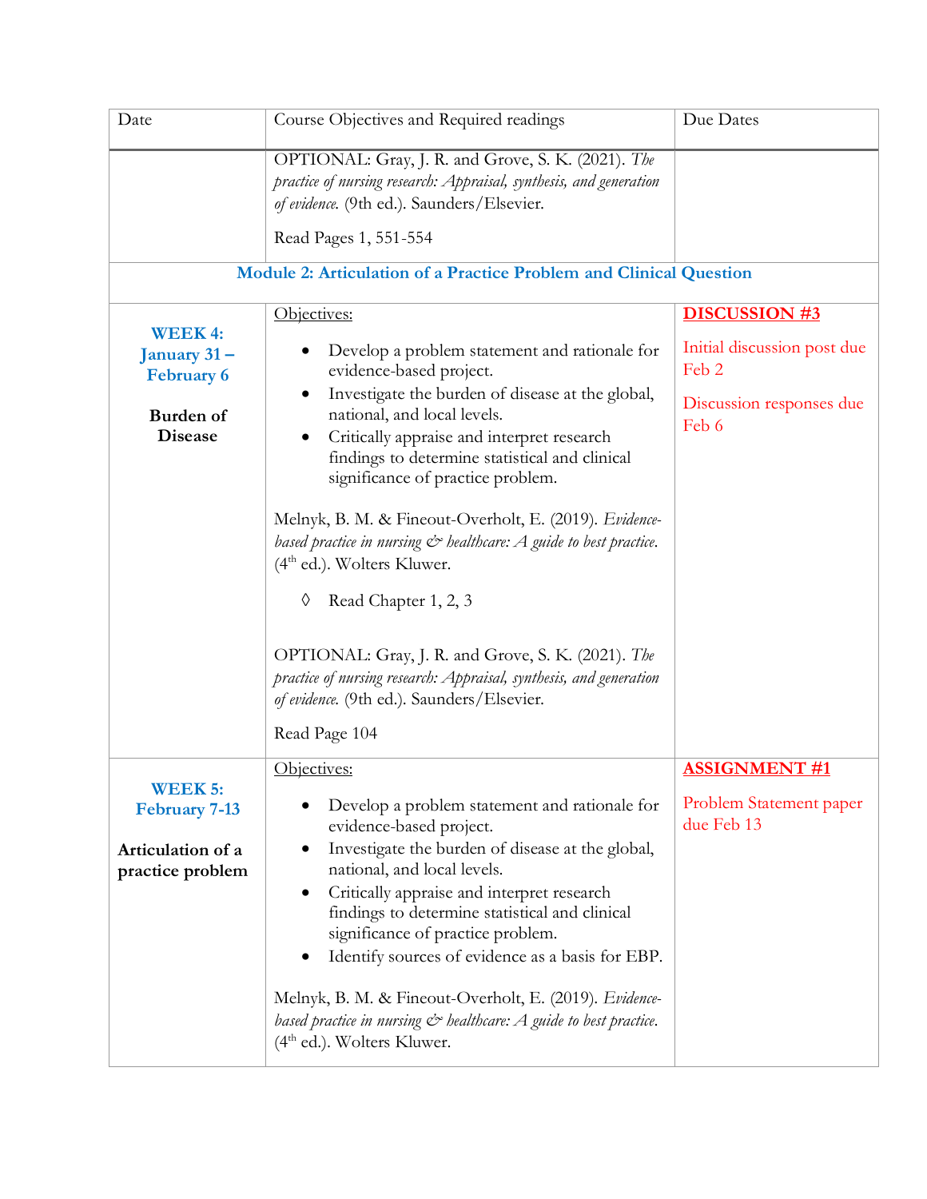| Date | Course Objectives and Required readings | Due Dates |
|---|---|---|
| | OPTIONAL: Gray, J. R. and Grove, S. K. (2021). *The practice of nursing research: Appraisal, synthesis, and generation of evidence.* (9th ed.). Saunders/Elsevier.<br><br>Read Pages 1, 551-554 | |
| **Module 2: Articulation of a Practice Problem and Clinical Question** | | |
| **WEEK 4: January 31 – February 6**<br><br>**Burden of Disease** | Objectives:<br><br>• Develop a problem statement and rationale for evidence-based project.<br>• Investigate the burden of disease at the global, national, and local levels.<br>• Critically appraise and interpret research findings to determine statistical and clinical significance of practice problem.<br><br>Melnyk, B. M. & Fineout-Overholt, E. (2019). *Evidence-based practice in nursing & healthcare: A guide to best practice.* (4th ed.). Wolters Kluwer.<br><br>◊ Read Chapter 1, 2, 3<br><br>OPTIONAL: Gray, J. R. and Grove, S. K. (2021). *The practice of nursing research: Appraisal, synthesis, and generation of evidence.* (9th ed.). Saunders/Elsevier.<br><br>Read Page 104 | **DISCUSSION #3**<br><br>Initial discussion post due Feb 2<br><br>Discussion responses due Feb 6 |
| **WEEK 5: February 7-13**<br><br>**Articulation of a practice problem** | Objectives:<br><br>• Develop a problem statement and rationale for evidence-based project.<br>• Investigate the burden of disease at the global, national, and local levels.<br>• Critically appraise and interpret research findings to determine statistical and clinical significance of practice problem.<br>• Identify sources of evidence as a basis for EBP.<br><br>Melnyk, B. M. & Fineout-Overholt, E. (2019). *Evidence-based practice in nursing & healthcare: A guide to best practice.* (4th ed.). Wolters Kluwer. | **ASSIGNMENT #1**<br><br>Problem Statement paper due Feb 13 |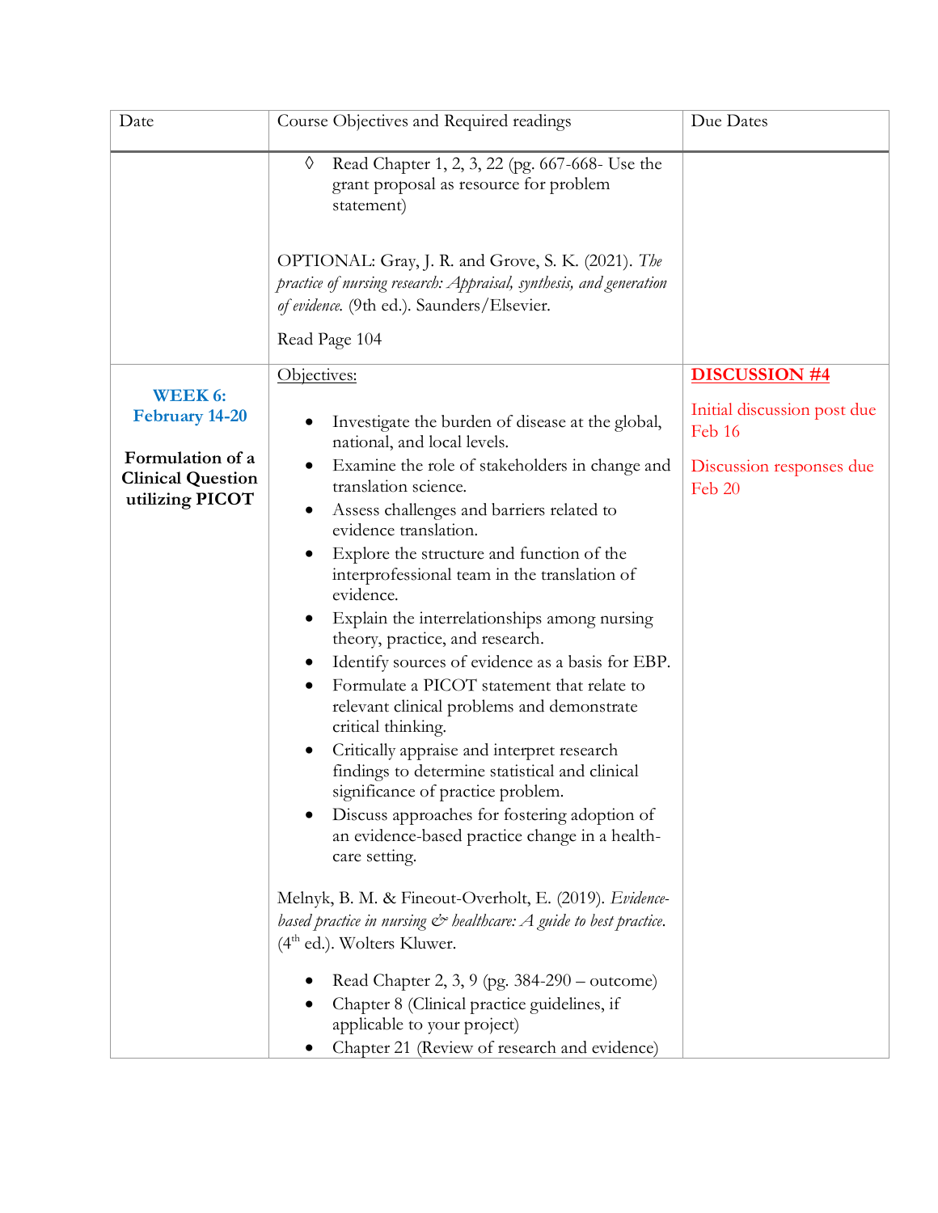| Date | Course Objectives and Required readings | Due Dates |
|---|---|---|
| | ◊ Read Chapter 1, 2, 3, 22 (pg. 667-668- Use the grant proposal as resource for problem statement)<br><br>OPTIONAL: Gray, J. R. and Grove, S. K. (2021). *The practice of nursing research: Appraisal, synthesis, and generation of evidence.* (9th ed.). Saunders/Elsevier.<br><br>Read Page 104 | |
| **WEEK 6: February 14-20**<br><br>**Formulation of a Clinical Question utilizing PICOT** | Objectives:<br><br>• Investigate the burden of disease at the global, national, and local levels.<br>• Examine the role of stakeholders in change and translation science.<br>• Assess challenges and barriers related to evidence translation.<br>• Explore the structure and function of the interprofessional team in the translation of evidence.<br>• Explain the interrelationships among nursing theory, practice, and research.<br>• Identify sources of evidence as a basis for EBP.<br>• Formulate a PICOT statement that relate to relevant clinical problems and demonstrate critical thinking.<br>• Critically appraise and interpret research findings to determine statistical and clinical significance of practice problem.<br>• Discuss approaches for fostering adoption of an evidence-based practice change in a health-care setting.<br><br>Melnyk, B. M. & Fineout-Overholt, E. (2019). *Evidence-based practice in nursing & healthcare: A guide to best practice.* (4th ed.). Wolters Kluwer.<br><br>• Read Chapter 2, 3, 9 (pg. 384-290 – outcome)<br>• Chapter 8 (Clinical practice guidelines, if applicable to your project)<br>• Chapter 21 (Review of research and evidence) | **DISCUSSION #4**<br><br>Initial discussion post due Feb 16<br><br>Discussion responses due Feb 20 |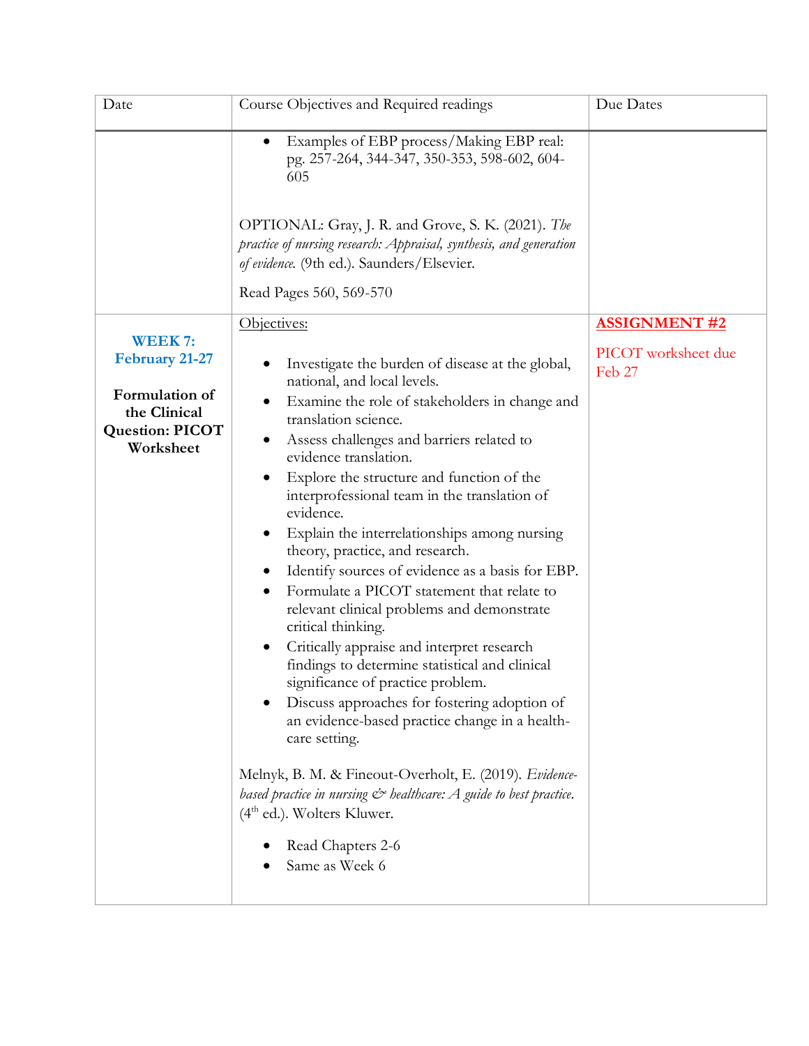| Date | Course Objectives and Required readings | Due Dates |
| --- | --- | --- |
| | • Examples of EBP process/Making EBP real: pg. 257-264, 344-347, 350-353, 598-602, 604-605<br><br>OPTIONAL: Gray, J. R. and Grove, S. K. (2021). *The practice of nursing research: Appraisal, synthesis, and generation of evidence.* (9th ed.). Saunders/Elsevier.<br><br>Read Pages 560, 569-570 | |
| **WEEK 7: February 21-27**<br><br>**Formulation of the Clinical Question: PICOT Worksheet** | Objectives:<br><br>• Investigate the burden of disease at the global, national, and local levels.<br>• Examine the role of stakeholders in change and translation science.<br>• Assess challenges and barriers related to evidence translation.<br>• Explore the structure and function of the interprofessional team in the translation of evidence.<br>• Explain the interrelationships among nursing theory, practice, and research.<br>• Identify sources of evidence as a basis for EBP.<br>• Formulate a PICOT statement that relate to relevant clinical problems and demonstrate critical thinking.<br>• Critically appraise and interpret research findings to determine statistical and clinical significance of practice problem.<br>• Discuss approaches for fostering adoption of an evidence-based practice change in a health-care setting.<br><br>Melnyk, B. M. & Fineout-Overholt, E. (2019). *Evidence-based practice in nursing & healthcare: A guide to best practice.* (4th ed.). Wolters Kluwer.<br><br>• Read Chapters 2-6<br>• Same as Week 6 | **ASSIGNMENT #2**<br><br>PICOT worksheet due Feb 27 |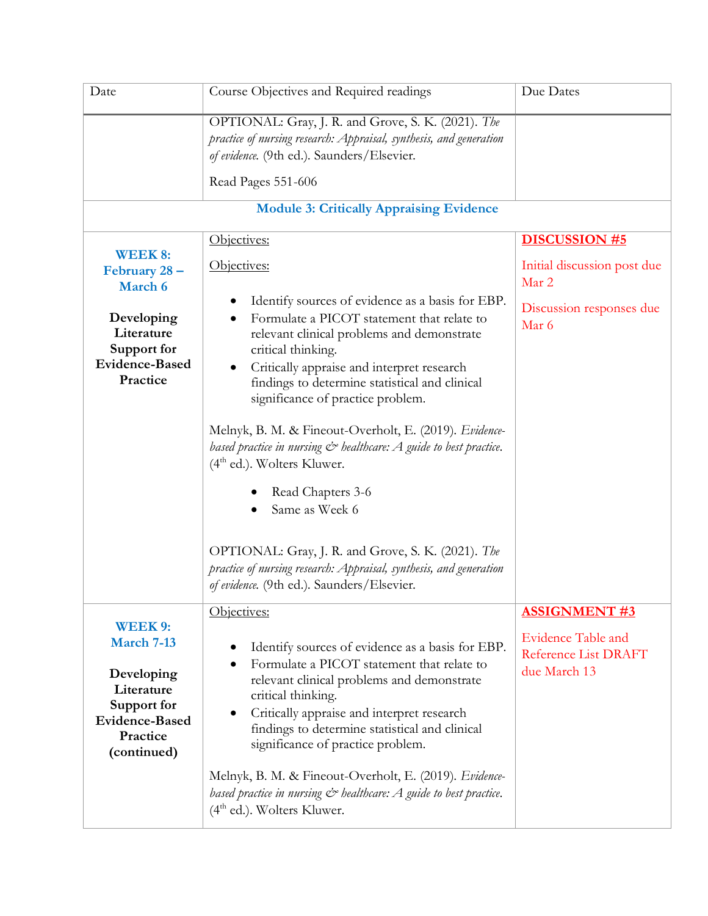| Date | Course Objectives and Required readings | Due Dates |
|---|---|---|
| | OPTIONAL: Gray, J. R. and Grove, S. K. (2021). *The practice of nursing research: Appraisal, synthesis, and generation of evidence.* (9th ed.). Saunders/Elsevier.<br><br>Read Pages 551-606 | |
| **Module 3: Critically Appraising Evidence** | | |
| **WEEK 8: February 28 – March 6**<br><br>**Developing Literature Support for Evidence-Based Practice** | Objectives:<br><br>Objectives:<br><br>• Identify sources of evidence as a basis for EBP.<br>• Formulate a PICOT statement that relate to relevant clinical problems and demonstrate critical thinking.<br>• Critically appraise and interpret research findings to determine statistical and clinical significance of practice problem.<br><br>Melnyk, B. M. & Fineout-Overholt, E. (2019). *Evidence-based practice in nursing & healthcare: A guide to best practice.* (4th ed.). Wolters Kluwer.<br><br>• Read Chapters 3-6<br>• Same as Week 6<br><br>OPTIONAL: Gray, J. R. and Grove, S. K. (2021). *The practice of nursing research: Appraisal, synthesis, and generation of evidence.* (9th ed.). Saunders/Elsevier. | **DISCUSSION #5**<br><br>Initial discussion post due Mar 2<br><br>Discussion responses due Mar 6 |
| **WEEK 9: March 7-13**<br><br>**Developing Literature Support for Evidence-Based Practice (continued)** | Objectives:<br><br>• Identify sources of evidence as a basis for EBP.<br>• Formulate a PICOT statement that relate to relevant clinical problems and demonstrate critical thinking.<br>• Critically appraise and interpret research findings to determine statistical and clinical significance of practice problem.<br><br>Melnyk, B. M. & Fineout-Overholt, E. (2019). *Evidence-based practice in nursing & healthcare: A guide to best practice.* (4th ed.). Wolters Kluwer. | **ASSIGNMENT #3**<br><br>Evidence Table and Reference List DRAFT due March 13 |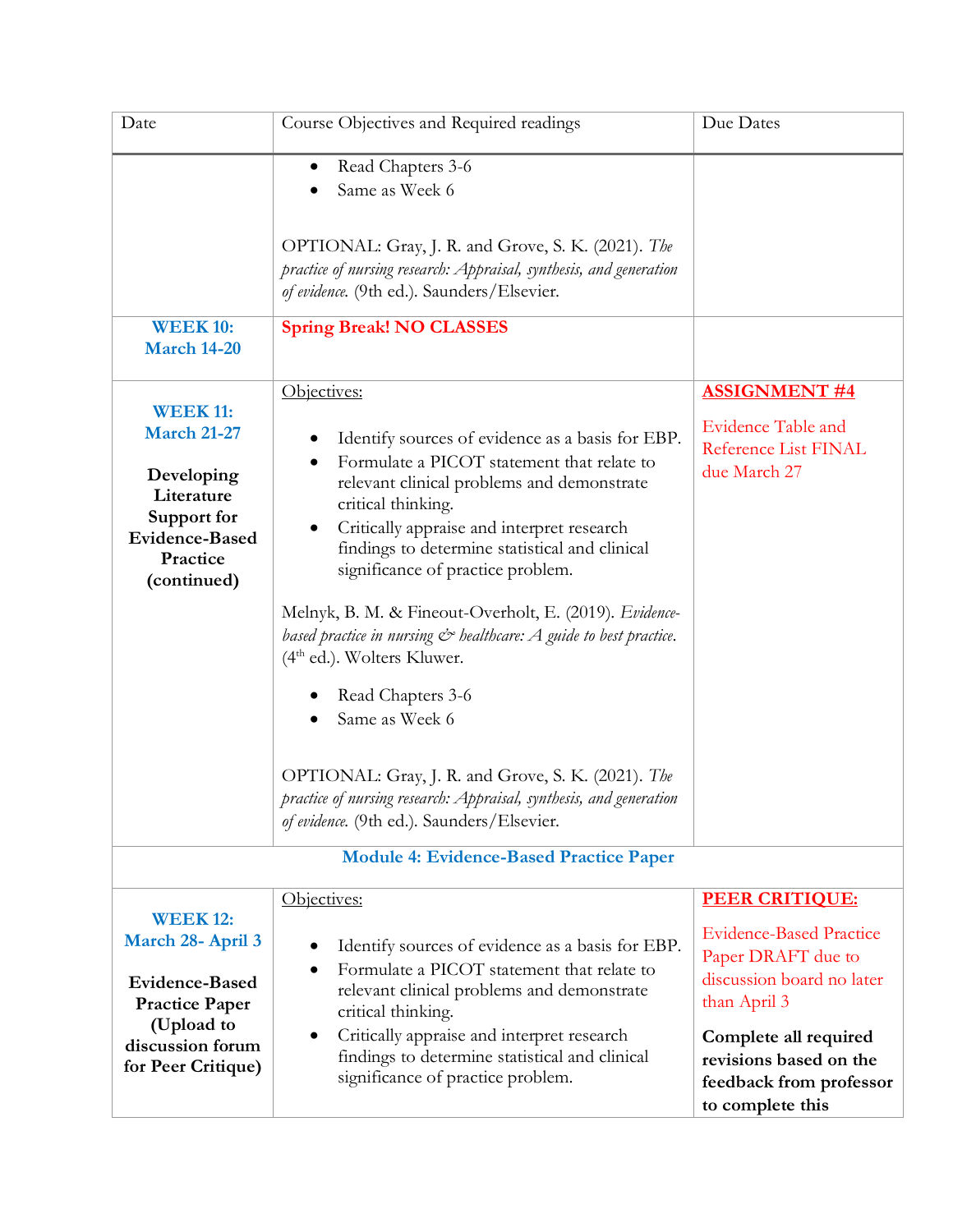| Date | Course Objectives and Required readings | Due Dates |
|---|---|---|
| | • Read Chapters 3-6<br>• Same as Week 6<br><br>OPTIONAL: Gray, J. R. and Grove, S. K. (2021). *The practice of nursing research: Appraisal, synthesis, and generation of evidence.* (9th ed.). Saunders/Elsevier. | |
| **WEEK 10: March 14-20** | **Spring Break! NO CLASSES** | |
| **WEEK 11: March 21-27**<br><br>**Developing Literature Support for Evidence-Based Practice (continued)** | Objectives:<br><br>• Identify sources of evidence as a basis for EBP.<br>• Formulate a PICOT statement that relate to relevant clinical problems and demonstrate critical thinking.<br>• Critically appraise and interpret research findings to determine statistical and clinical significance of practice problem.<br><br>Melnyk, B. M. & Fineout-Overholt, E. (2019). *Evidence-based practice in nursing & healthcare: A guide to best practice.* (4th ed.). Wolters Kluwer.<br><br>• Read Chapters 3-6<br>• Same as Week 6<br><br>OPTIONAL: Gray, J. R. and Grove, S. K. (2021). *The practice of nursing research: Appraisal, synthesis, and generation of evidence.* (9th ed.). Saunders/Elsevier. | **ASSIGNMENT #4**<br><br>Evidence Table and Reference List FINAL due March 27 |
| | **Module 4: Evidence-Based Practice Paper** | |
| **WEEK 12: March 28- April 3**<br><br>**Evidence-Based Practice Paper (Upload to discussion forum for Peer Critique)** | Objectives:<br><br>• Identify sources of evidence as a basis for EBP.<br>• Formulate a PICOT statement that relate to relevant clinical problems and demonstrate critical thinking.<br>• Critically appraise and interpret research findings to determine statistical and clinical significance of practice problem. | **PEER CRITIQUE:**<br><br>Evidence-Based Practice Paper DRAFT due to discussion board no later than April 3<br><br>**Complete all required revisions based on the feedback from professor to complete this** |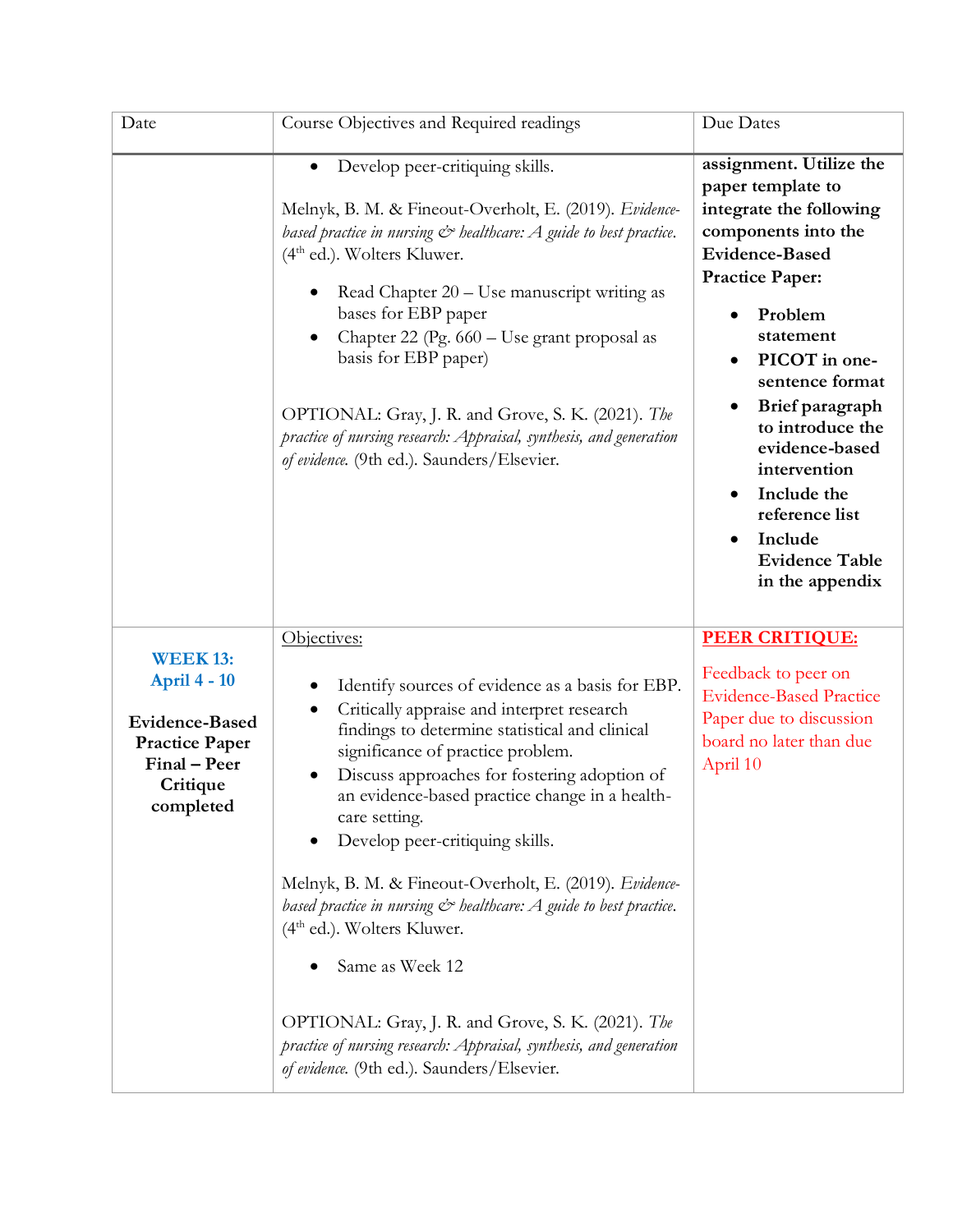| Date | Course Objectives and Required readings | Due Dates |
| --- | --- | --- |
| | • Develop peer-critiquing skills.<br><br>Melnyk, B. M. & Fineout-Overholt, E. (2019). *Evidence-based practice in nursing & healthcare: A guide to best practice.* (4th ed.). Wolters Kluwer.<br><br>• Read Chapter 20 – Use manuscript writing as bases for EBP paper<br>• Chapter 22 (Pg. 660 – Use grant proposal as basis for EBP paper)<br><br>OPTIONAL: Gray, J. R. and Grove, S. K. (2021). *The practice of nursing research: Appraisal, synthesis, and generation of evidence.* (9th ed.). Saunders/Elsevier. | **assignment. Utilize the paper template to integrate the following components into the Evidence-Based Practice Paper:**<br><br>• **Problem statement**<br>• **PICOT in one-sentence format**<br>• **Brief paragraph to introduce the evidence-based intervention**<br>• **Include the reference list**<br>• **Include Evidence Table in the appendix** |
| **WEEK 13: April 4 - 10**<br><br>**Evidence-Based Practice Paper Final – Peer Critique completed** | Objectives:<br><br>• Identify sources of evidence as a basis for EBP.<br>• Critically appraise and interpret research findings to determine statistical and clinical significance of practice problem.<br>• Discuss approaches for fostering adoption of an evidence-based practice change in a health-care setting.<br>• Develop peer-critiquing skills.<br><br>Melnyk, B. M. & Fineout-Overholt, E. (2019). *Evidence-based practice in nursing & healthcare: A guide to best practice.* (4th ed.). Wolters Kluwer.<br><br>• Same as Week 12<br><br>OPTIONAL: Gray, J. R. and Grove, S. K. (2021). *The practice of nursing research: Appraisal, synthesis, and generation of evidence.* (9th ed.). Saunders/Elsevier. | **PEER CRITIQUE:**<br><br>Feedback to peer on Evidence-Based Practice Paper due to discussion board no later than due April 10 |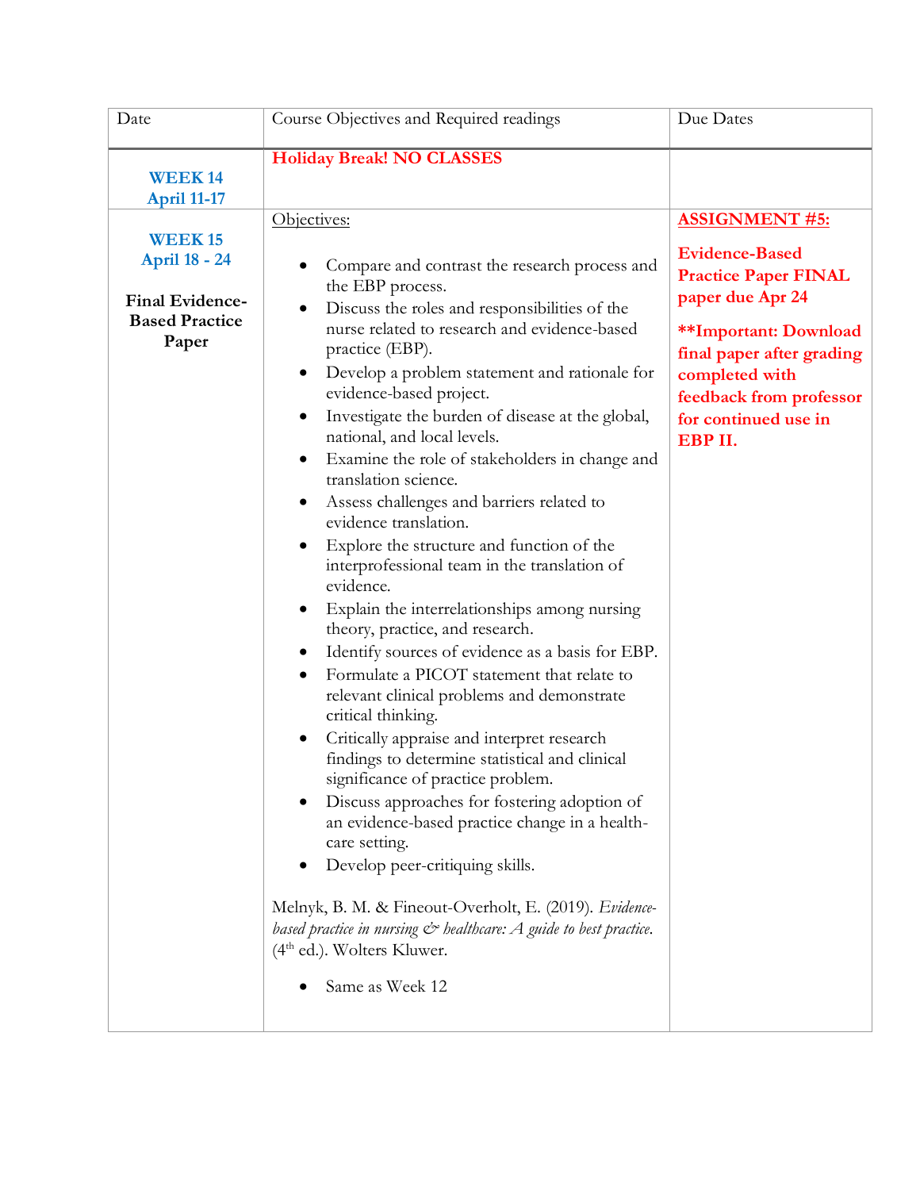| Date | Course Objectives and Required readings | Due Dates |
|---|---|---|
| **WEEK 14**<br>**April 11-17** | **Holiday Break! NO CLASSES** | |
| **WEEK 15**<br>**April 18 - 24**<br><br>**Final Evidence-Based Practice Paper** | Objectives:<br><br>• Compare and contrast the research process and the EBP process.<br>• Discuss the roles and responsibilities of the nurse related to research and evidence-based practice (EBP).<br>• Develop a problem statement and rationale for evidence-based project.<br>• Investigate the burden of disease at the global, national, and local levels.<br>• Examine the role of stakeholders in change and translation science.<br>• Assess challenges and barriers related to evidence translation.<br>• Explore the structure and function of the interprofessional team in the translation of evidence.<br>• Explain the interrelationships among nursing theory, practice, and research.<br>• Identify sources of evidence as a basis for EBP.<br>• Formulate a PICOT statement that relate to relevant clinical problems and demonstrate critical thinking.<br>• Critically appraise and interpret research findings to determine statistical and clinical significance of practice problem.<br>• Discuss approaches for fostering adoption of an evidence-based practice change in a health-care setting.<br>• Develop peer-critiquing skills.<br><br>Melnyk, B. M. & Fineout-Overholt, E. (2019). *Evidence-based practice in nursing & healthcare: A guide to best practice.* (4th ed.). Wolters Kluwer.<br><br>• Same as Week 12 | **ASSIGNMENT #5:**<br><br>**Evidence-Based Practice Paper FINAL paper due Apr 24**<br><br>**\*\*Important: Download final paper after grading completed with feedback from professor for continued use in EBP II.** |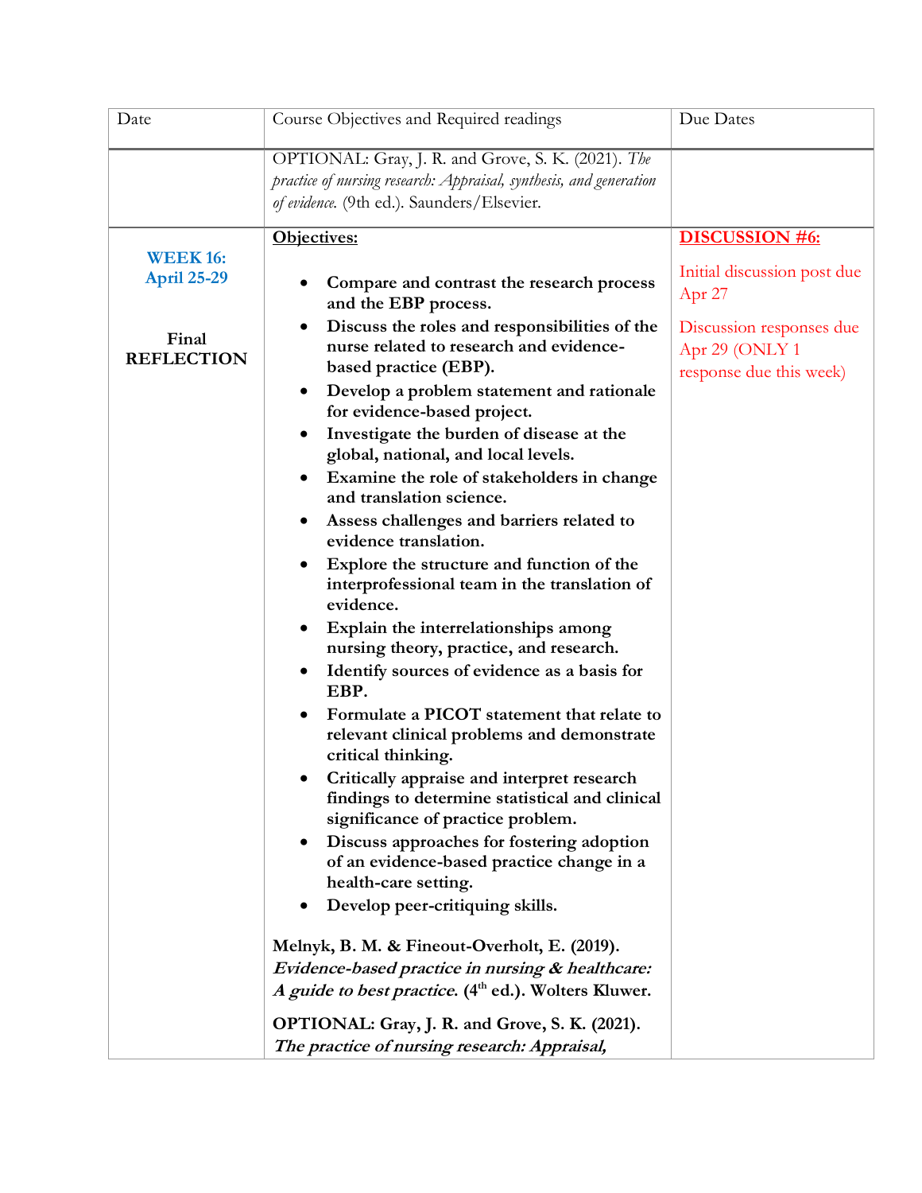| Date | Course Objectives and Required readings | Due Dates |
|---|---|---|
| | OPTIONAL: Gray, J. R. and Grove, S. K. (2021). *The practice of nursing research: Appraisal, synthesis, and generation of evidence.* (9th ed.). Saunders/Elsevier. | |
| **WEEK 16: April 25-29**<br><br>**Final REFLECTION** | **Objectives:**<br><br>• **Compare and contrast the research process and the EBP process.**<br>• **Discuss the roles and responsibilities of the nurse related to research and evidence-based practice (EBP).**<br>• **Develop a problem statement and rationale for evidence-based project.**<br>• **Investigate the burden of disease at the global, national, and local levels.**<br>• **Examine the role of stakeholders in change and translation science.**<br>• **Assess challenges and barriers related to evidence translation.**<br>• **Explore the structure and function of the interprofessional team in the translation of evidence.**<br>• **Explain the interrelationships among nursing theory, practice, and research.**<br>• **Identify sources of evidence as a basis for EBP.**<br>• **Formulate a PICOT statement that relate to relevant clinical problems and demonstrate critical thinking.**<br>• **Critically appraise and interpret research findings to determine statistical and clinical significance of practice problem.**<br>• **Discuss approaches for fostering adoption of an evidence-based practice change in a health-care setting.**<br>• **Develop peer-critiquing skills.**<br><br>**Melnyk, B. M. & Fineout-Overholt, E. (2019). *Evidence-based practice in nursing & healthcare: A guide to best practice.* (4th ed.). Wolters Kluwer.**<br><br>**OPTIONAL: Gray, J. R. and Grove, S. K. (2021). *The practice of nursing research: Appraisal,*** | **DISCUSSION #6:**<br><br>Initial discussion post due Apr 27<br><br>Discussion responses due Apr 29 (ONLY 1 response due this week) |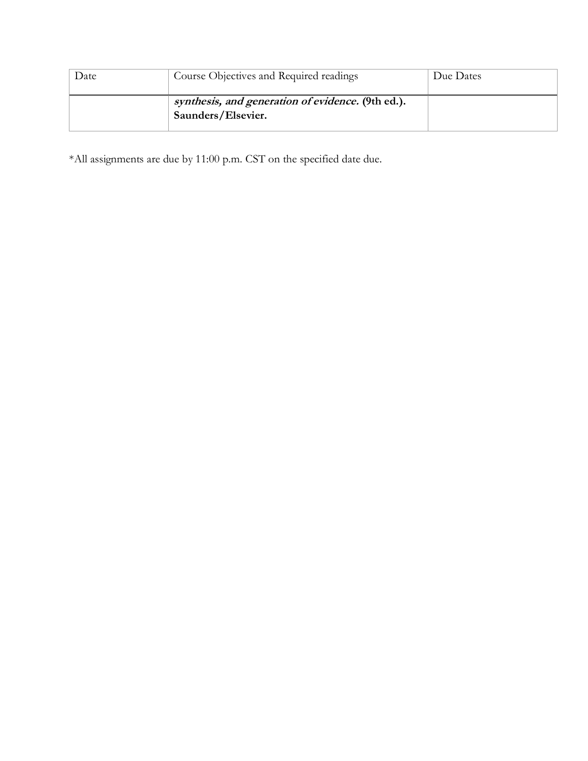| Date | Course Objectives and Required readings | Due Dates |
|---|---|---|
| | ***synthesis, and generation of evidence.*** **(9th ed.). Saunders/Elsevier.** | |

*All assignments are due by 11:00 p.m. CST on the specified date due.